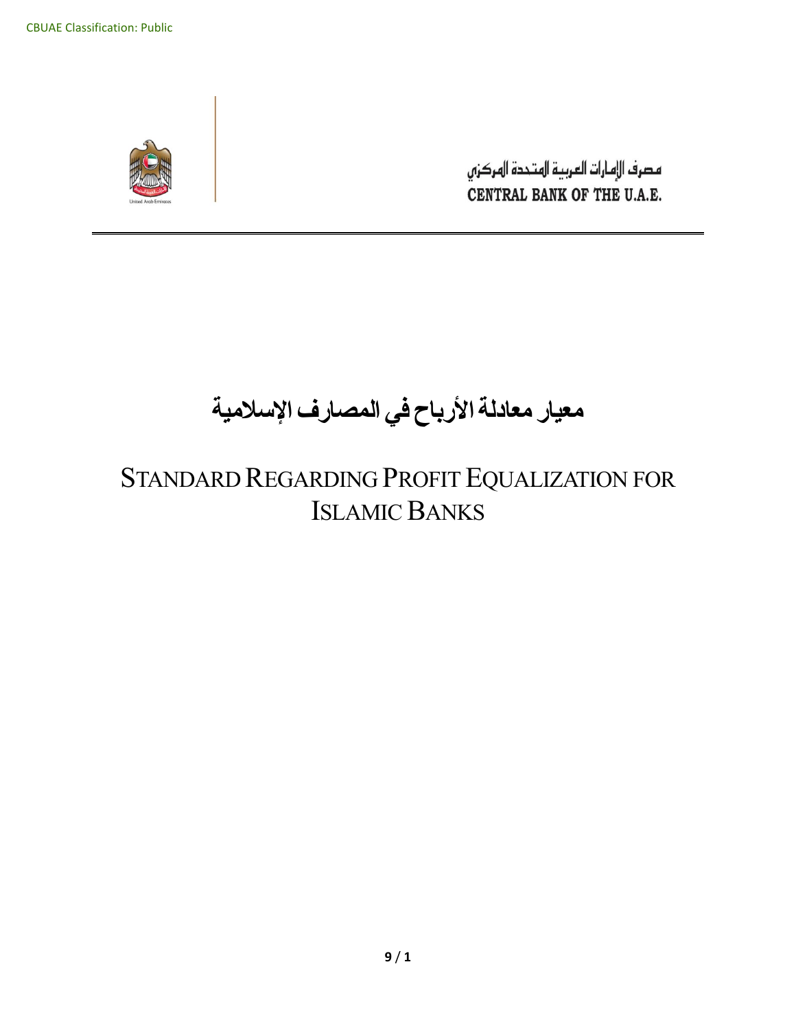CBUAE Classification: Public

مصرف الإمارات العربية المتحدة المركزي
CENTRAL BANK OF THE U.A.E.

# معيار معادلة الأرباح في المصارف الإسلامية

# STANDARD REGARDING PROFIT EQUALIZATION FOR ISLAMIC BANKS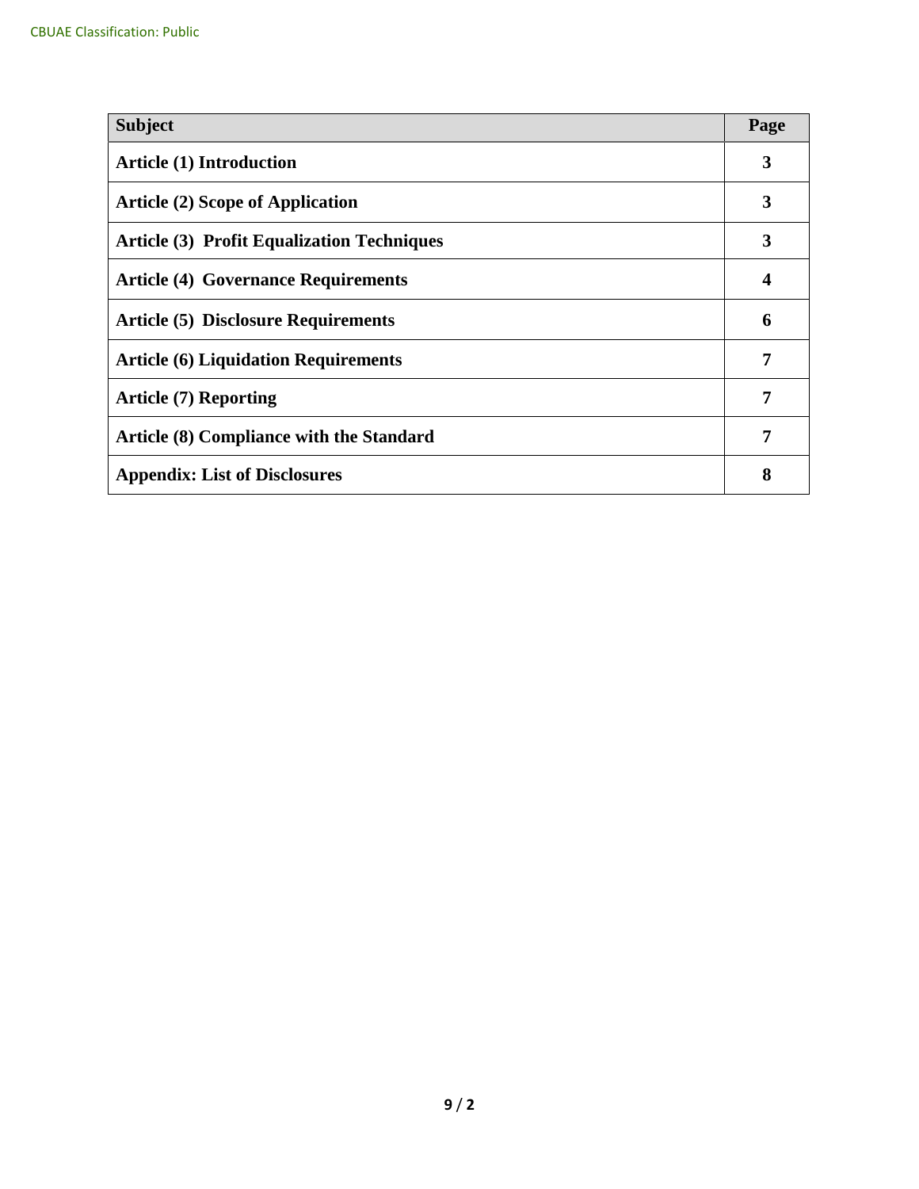| Subject | Page |
|---|---|
| **Article (1) Introduction** | **3** |
| **Article (2) Scope of Application** | **3** |
| **Article (3) Profit Equalization Techniques** | **3** |
| **Article (4) Governance Requirements** | **4** |
| **Article (5) Disclosure Requirements** | **6** |
| **Article (6) Liquidation Requirements** | **7** |
| **Article (7) Reporting** | **7** |
| **Article (8) Compliance with the Standard** | **7** |
| **Appendix: List of Disclosures** | **8** |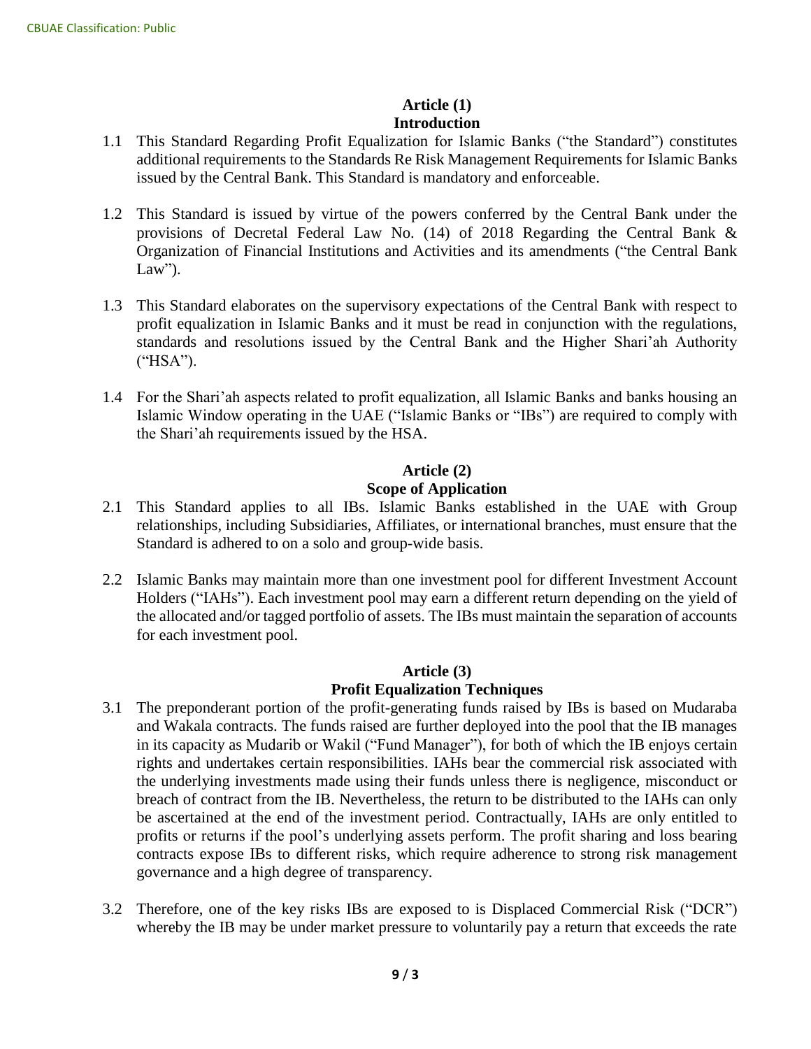## Article (1)
## Introduction

1.1 This Standard Regarding Profit Equalization for Islamic Banks ("the Standard") constitutes additional requirements to the Standards Re Risk Management Requirements for Islamic Banks issued by the Central Bank. This Standard is mandatory and enforceable.

1.2 This Standard is issued by virtue of the powers conferred by the Central Bank under the provisions of Decretal Federal Law No. (14) of 2018 Regarding the Central Bank & Organization of Financial Institutions and Activities and its amendments ("the Central Bank Law").

1.3 This Standard elaborates on the supervisory expectations of the Central Bank with respect to profit equalization in Islamic Banks and it must be read in conjunction with the regulations, standards and resolutions issued by the Central Bank and the Higher Shari'ah Authority ("HSA").

1.4 For the Shari'ah aspects related to profit equalization, all Islamic Banks and banks housing an Islamic Window operating in the UAE ("Islamic Banks or "IBs") are required to comply with the Shari'ah requirements issued by the HSA.

## Article (2)
## Scope of Application

2.1 This Standard applies to all IBs. Islamic Banks established in the UAE with Group relationships, including Subsidiaries, Affiliates, or international branches, must ensure that the Standard is adhered to on a solo and group-wide basis.

2.2 Islamic Banks may maintain more than one investment pool for different Investment Account Holders ("IAHs"). Each investment pool may earn a different return depending on the yield of the allocated and/or tagged portfolio of assets. The IBs must maintain the separation of accounts for each investment pool.

## Article (3)
## Profit Equalization Techniques

3.1 The preponderant portion of the profit-generating funds raised by IBs is based on Mudaraba and Wakala contracts. The funds raised are further deployed into the pool that the IB manages in its capacity as Mudarib or Wakil ("Fund Manager"), for both of which the IB enjoys certain rights and undertakes certain responsibilities. IAHs bear the commercial risk associated with the underlying investments made using their funds unless there is negligence, misconduct or breach of contract from the IB. Nevertheless, the return to be distributed to the IAHs can only be ascertained at the end of the investment period. Contractually, IAHs are only entitled to profits or returns if the pool's underlying assets perform. The profit sharing and loss bearing contracts expose IBs to different risks, which require adherence to strong risk management governance and a high degree of transparency.

3.2 Therefore, one of the key risks IBs are exposed to is Displaced Commercial Risk ("DCR") whereby the IB may be under market pressure to voluntarily pay a return that exceeds the rate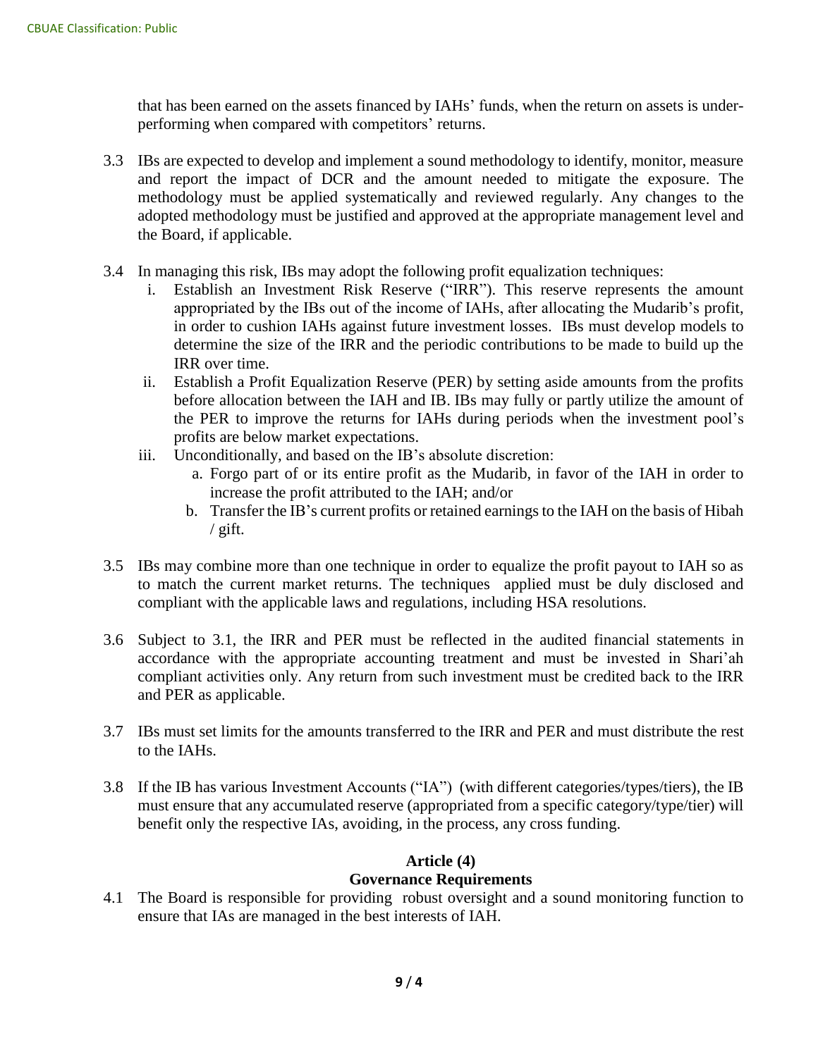that has been earned on the assets financed by IAHs' funds, when the return on assets is under-performing when compared with competitors' returns.

3.3 IBs are expected to develop and implement a sound methodology to identify, monitor, measure and report the impact of DCR and the amount needed to mitigate the exposure. The methodology must be applied systematically and reviewed regularly. Any changes to the adopted methodology must be justified and approved at the appropriate management level and the Board, if applicable.

3.4 In managing this risk, IBs may adopt the following profit equalization techniques:

   i. Establish an Investment Risk Reserve ("IRR"). This reserve represents the amount appropriated by the IBs out of the income of IAHs, after allocating the Mudarib's profit, in order to cushion IAHs against future investment losses. IBs must develop models to determine the size of the IRR and the periodic contributions to be made to build up the IRR over time.

   ii. Establish a Profit Equalization Reserve (PER) by setting aside amounts from the profits before allocation between the IAH and IB. IBs may fully or partly utilize the amount of the PER to improve the returns for IAHs during periods when the investment pool's profits are below market expectations.

   iii. Unconditionally, and based on the IB's absolute discretion:

      a. Forgo part of or its entire profit as the Mudarib, in favor of the IAH in order to increase the profit attributed to the IAH; and/or

      b. Transfer the IB's current profits or retained earnings to the IAH on the basis of Hibah / gift.

3.5 IBs may combine more than one technique in order to equalize the profit payout to IAH so as to match the current market returns. The techniques applied must be duly disclosed and compliant with the applicable laws and regulations, including HSA resolutions.

3.6 Subject to 3.1, the IRR and PER must be reflected in the audited financial statements in accordance with the appropriate accounting treatment and must be invested in Shari'ah compliant activities only. Any return from such investment must be credited back to the IRR and PER as applicable.

3.7 IBs must set limits for the amounts transferred to the IRR and PER and must distribute the rest to the IAHs.

3.8 If the IB has various Investment Accounts ("IA") (with different categories/types/tiers), the IB must ensure that any accumulated reserve (appropriated from a specific category/type/tier) will benefit only the respective IAs, avoiding, in the process, any cross funding.

## Article (4)
## Governance Requirements

4.1 The Board is responsible for providing robust oversight and a sound monitoring function to ensure that IAs are managed in the best interests of IAH.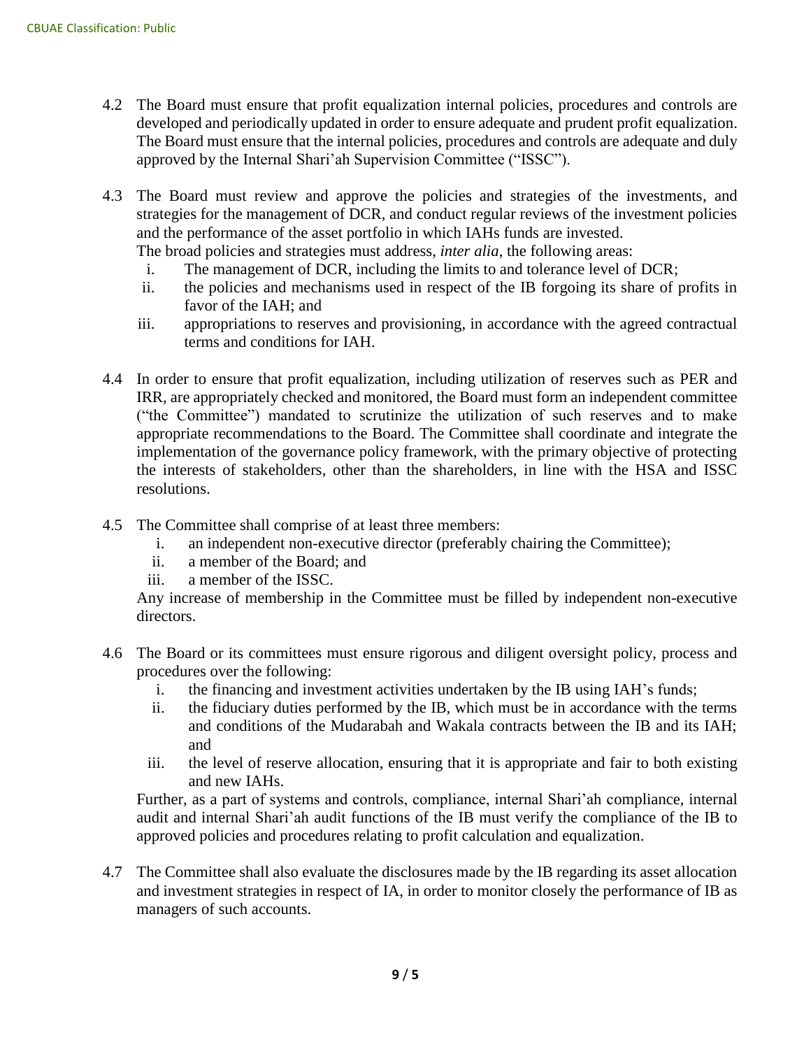4.2 The Board must ensure that profit equalization internal policies, procedures and controls are developed and periodically updated in order to ensure adequate and prudent profit equalization. The Board must ensure that the internal policies, procedures and controls are adequate and duly approved by the Internal Shari'ah Supervision Committee ("ISSC").

4.3 The Board must review and approve the policies and strategies of the investments, and strategies for the management of DCR, and conduct regular reviews of the investment policies and the performance of the asset portfolio in which IAHs funds are invested.
The broad policies and strategies must address, *inter alia*, the following areas:
   i. The management of DCR, including the limits to and tolerance level of DCR;
   ii. the policies and mechanisms used in respect of the IB forgoing its share of profits in favor of the IAH; and
   iii. appropriations to reserves and provisioning, in accordance with the agreed contractual terms and conditions for IAH.

4.4 In order to ensure that profit equalization, including utilization of reserves such as PER and IRR, are appropriately checked and monitored, the Board must form an independent committee ("the Committee") mandated to scrutinize the utilization of such reserves and to make appropriate recommendations to the Board. The Committee shall coordinate and integrate the implementation of the governance policy framework, with the primary objective of protecting the interests of stakeholders, other than the shareholders, in line with the HSA and ISSC resolutions.

4.5 The Committee shall comprise of at least three members:
   i. an independent non-executive director (preferably chairing the Committee);
   ii. a member of the Board; and
   iii. a member of the ISSC.

   Any increase of membership in the Committee must be filled by independent non-executive directors.

4.6 The Board or its committees must ensure rigorous and diligent oversight policy, process and procedures over the following:
   i. the financing and investment activities undertaken by the IB using IAH's funds;
   ii. the fiduciary duties performed by the IB, which must be in accordance with the terms and conditions of the Mudarabah and Wakala contracts between the IB and its IAH; and
   iii. the level of reserve allocation, ensuring that it is appropriate and fair to both existing and new IAHs.

   Further, as a part of systems and controls, compliance, internal Shari'ah compliance, internal audit and internal Shari'ah audit functions of the IB must verify the compliance of the IB to approved policies and procedures relating to profit calculation and equalization.

4.7 The Committee shall also evaluate the disclosures made by the IB regarding its asset allocation and investment strategies in respect of IA, in order to monitor closely the performance of IB as managers of such accounts.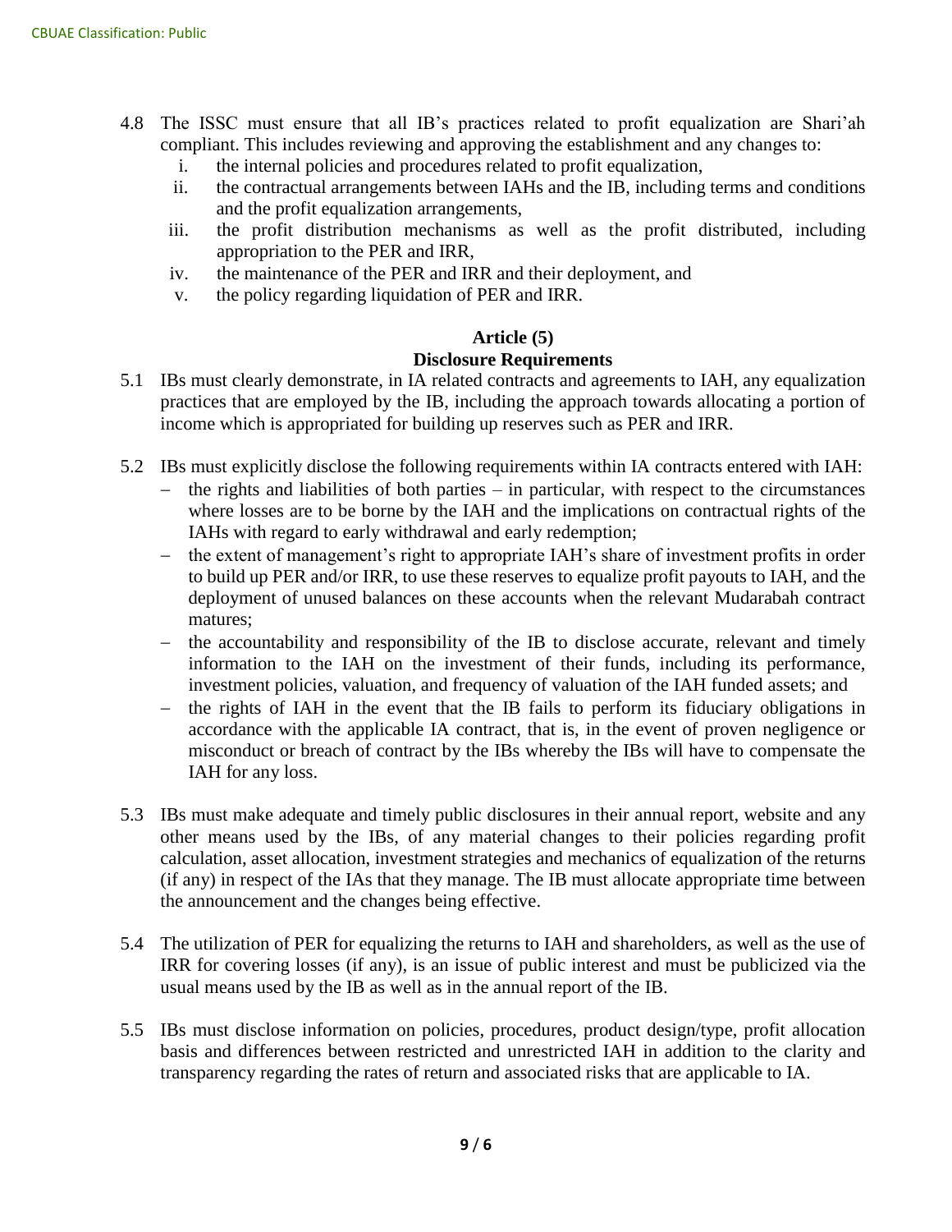4.8 The ISSC must ensure that all IB's practices related to profit equalization are Shari'ah compliant. This includes reviewing and approving the establishment and any changes to:

   i. the internal policies and procedures related to profit equalization,
   ii. the contractual arrangements between IAHs and the IB, including terms and conditions and the profit equalization arrangements,
   iii. the profit distribution mechanisms as well as the profit distributed, including appropriation to the PER and IRR,
   iv. the maintenance of the PER and IRR and their deployment, and
   v. the policy regarding liquidation of PER and IRR.

## Article (5)

## Disclosure Requirements

5.1 IBs must clearly demonstrate, in IA related contracts and agreements to IAH, any equalization practices that are employed by the IB, including the approach towards allocating a portion of income which is appropriated for building up reserves such as PER and IRR.

5.2 IBs must explicitly disclose the following requirements within IA contracts entered with IAH:

   - the rights and liabilities of both parties – in particular, with respect to the circumstances where losses are to be borne by the IAH and the implications on contractual rights of the IAHs with regard to early withdrawal and early redemption;
   - the extent of management's right to appropriate IAH's share of investment profits in order to build up PER and/or IRR, to use these reserves to equalize profit payouts to IAH, and the deployment of unused balances on these accounts when the relevant Mudarabah contract matures;
   - the accountability and responsibility of the IB to disclose accurate, relevant and timely information to the IAH on the investment of their funds, including its performance, investment policies, valuation, and frequency of valuation of the IAH funded assets; and
   - the rights of IAH in the event that the IB fails to perform its fiduciary obligations in accordance with the applicable IA contract, that is, in the event of proven negligence or misconduct or breach of contract by the IBs whereby the IBs will have to compensate the IAH for any loss.

5.3 IBs must make adequate and timely public disclosures in their annual report, website and any other means used by the IBs, of any material changes to their policies regarding profit calculation, asset allocation, investment strategies and mechanics of equalization of the returns (if any) in respect of the IAs that they manage. The IB must allocate appropriate time between the announcement and the changes being effective.

5.4 The utilization of PER for equalizing the returns to IAH and shareholders, as well as the use of IRR for covering losses (if any), is an issue of public interest and must be publicized via the usual means used by the IB as well as in the annual report of the IB.

5.5 IBs must disclose information on policies, procedures, product design/type, profit allocation basis and differences between restricted and unrestricted IAH in addition to the clarity and transparency regarding the rates of return and associated risks that are applicable to IA.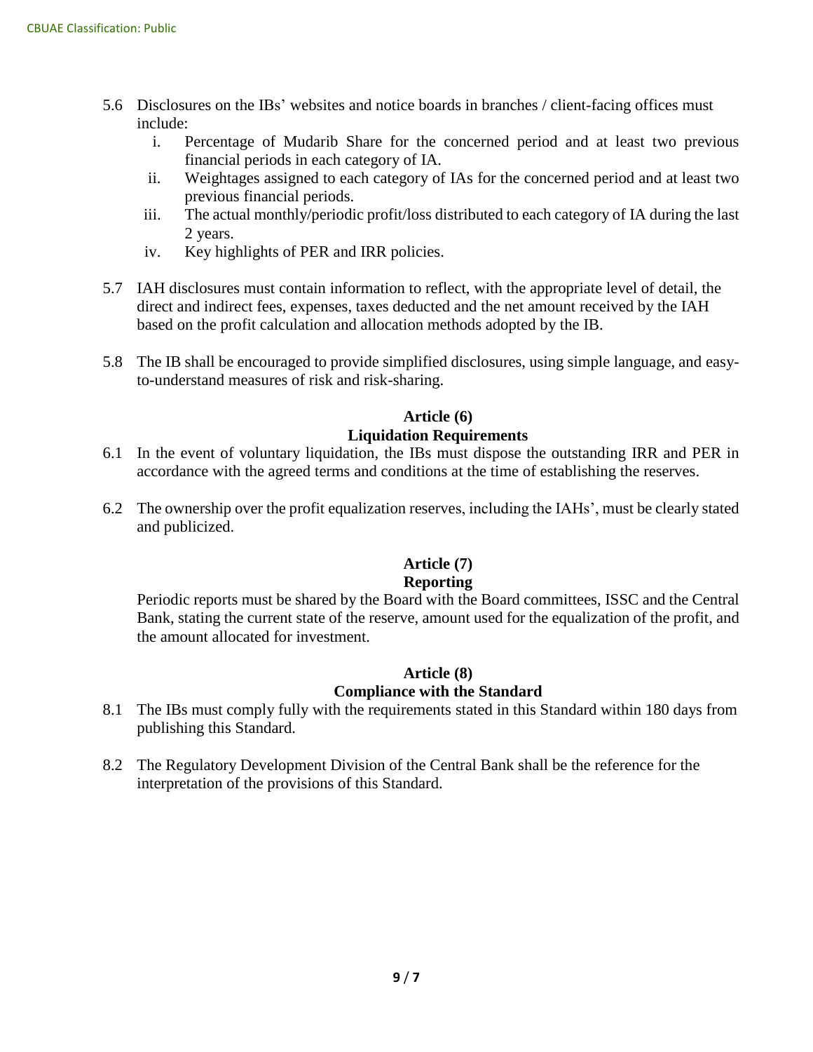5.6 Disclosures on the IBs' websites and notice boards in branches / client-facing offices must include:

   i. Percentage of Mudarib Share for the concerned period and at least two previous financial periods in each category of IA.
   ii. Weightages assigned to each category of IAs for the concerned period and at least two previous financial periods.
   iii. The actual monthly/periodic profit/loss distributed to each category of IA during the last 2 years.
   iv. Key highlights of PER and IRR policies.

5.7 IAH disclosures must contain information to reflect, with the appropriate level of detail, the direct and indirect fees, expenses, taxes deducted and the net amount received by the IAH based on the profit calculation and allocation methods adopted by the IB.

5.8 The IB shall be encouraged to provide simplified disclosures, using simple language, and easy-to-understand measures of risk and risk-sharing.

## Article (6)
## Liquidation Requirements

6.1 In the event of voluntary liquidation, the IBs must dispose the outstanding IRR and PER in accordance with the agreed terms and conditions at the time of establishing the reserves.

6.2 The ownership over the profit equalization reserves, including the IAHs', must be clearly stated and publicized.

## Article (7)
## Reporting

Periodic reports must be shared by the Board with the Board committees, ISSC and the Central Bank, stating the current state of the reserve, amount used for the equalization of the profit, and the amount allocated for investment.

## Article (8)
## Compliance with the Standard

8.1 The IBs must comply fully with the requirements stated in this Standard within 180 days from publishing this Standard.

8.2 The Regulatory Development Division of the Central Bank shall be the reference for the interpretation of the provisions of this Standard.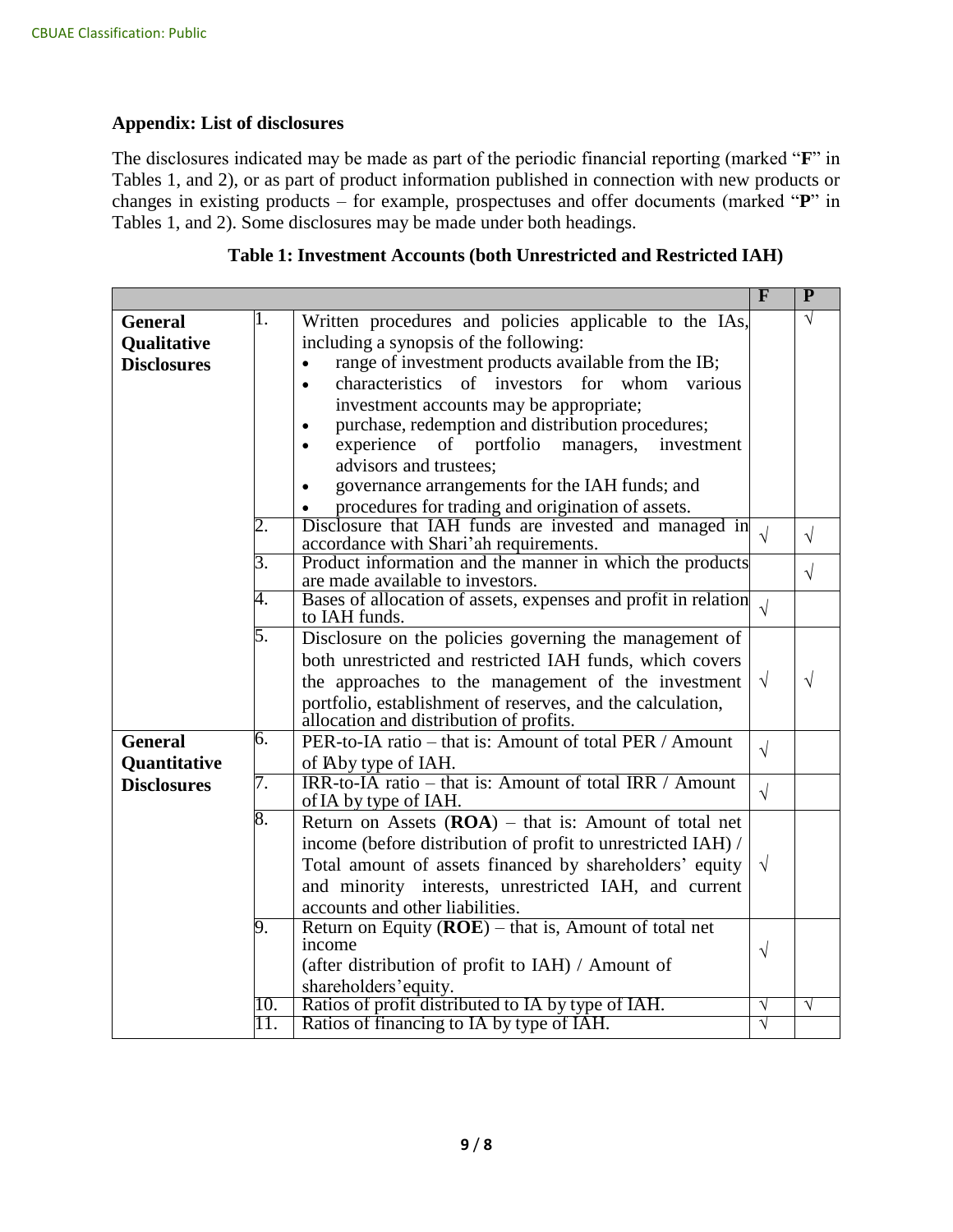### Appendix: List of disclosures

The disclosures indicated may be made as part of the periodic financial reporting (marked "**F**" in Tables 1, and 2), or as part of product information published in connection with new products or changes in existing products – for example, prospectuses and offer documents (marked "**P**" in Tables 1, and 2). Some disclosures may be made under both headings.

**Table 1: Investment Accounts (both Unrestricted and Restricted IAH)**

| | | | F | P |
|---|---|---|---|---|
| **General Qualitative Disclosures** | 1. | Written procedures and policies applicable to the IAs, including a synopsis of the following:<br>• range of investment products available from the IB;<br>• characteristics of investors for whom various investment accounts may be appropriate;<br>• purchase, redemption and distribution procedures;<br>• experience of portfolio managers, investment advisors and trustees;<br>• governance arrangements for the IAH funds; and<br>• procedures for trading and origination of assets. | | √ |
| | 2. | Disclosure that IAH funds are invested and managed in accordance with Shari'ah requirements. | √ | √ |
| | 3. | Product information and the manner in which the products are made available to investors. | | √ |
| | 4. | Bases of allocation of assets, expenses and profit in relation to IAH funds. | √ | |
| | 5. | Disclosure on the policies governing the management of both unrestricted and restricted IAH funds, which covers the approaches to the management of the investment portfolio, establishment of reserves, and the calculation, allocation and distribution of profits. | √ | √ |
| **General Quantitative Disclosures** | 6. | PER-to-IA ratio – that is: Amount of total PER / Amount of IA by type of IAH. | √ | |
| | 7. | IRR-to-IA ratio – that is: Amount of total IRR / Amount of IA by type of IAH. | √ | |
| | 8. | Return on Assets (**ROA**) – that is: Amount of total net income (before distribution of profit to unrestricted IAH) / Total amount of assets financed by shareholders' equity and minority interests, unrestricted IAH, and current accounts and other liabilities. | √ | |
| | 9. | Return on Equity (**ROE**) – that is, Amount of total net income (after distribution of profit to IAH) / Amount of shareholders' equity. | √ | |
| | 10. | Ratios of profit distributed to IA by type of IAH. | √ | √ |
| | 11. | Ratios of financing to IA by type of IAH. | √ | |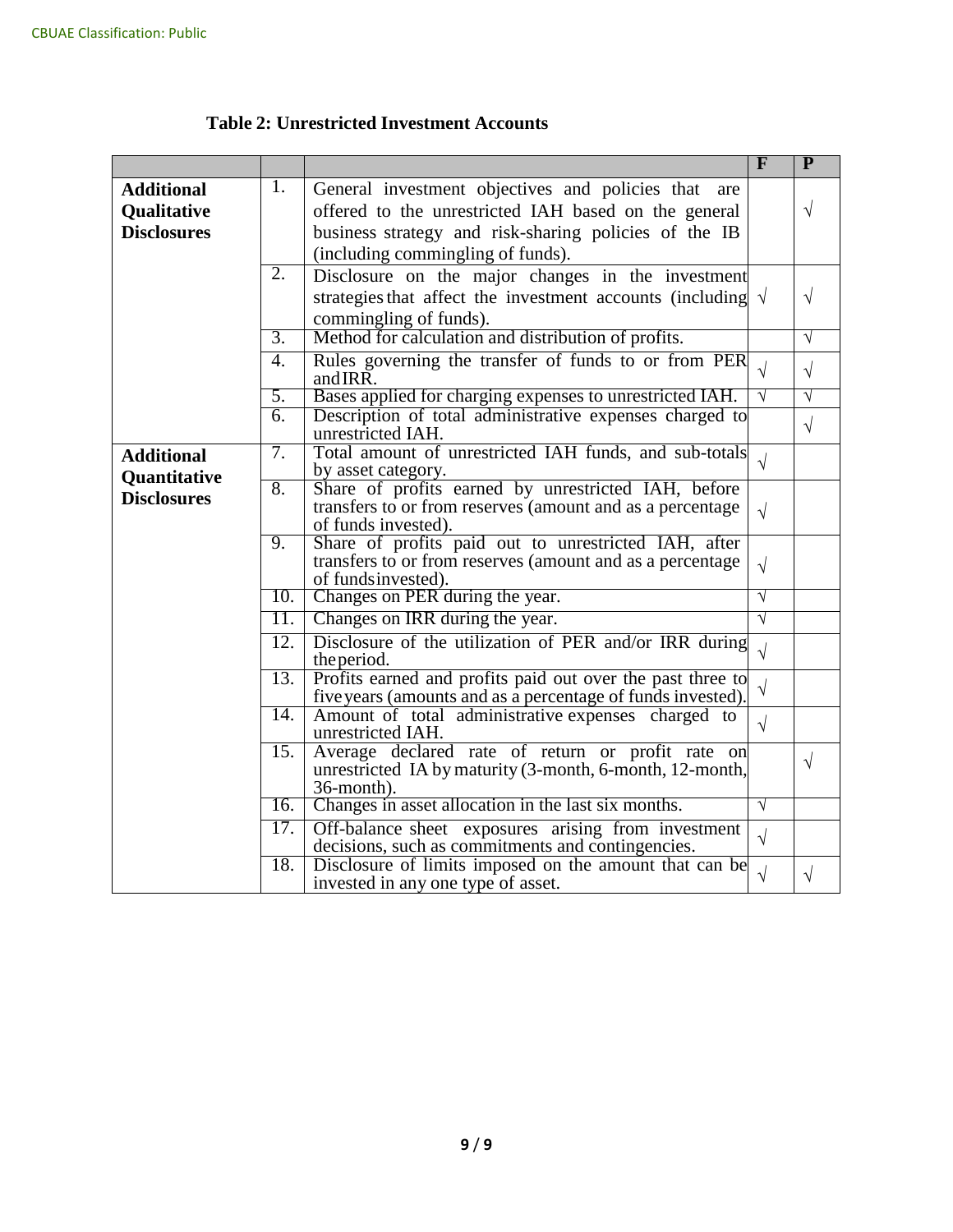**Table 2: Unrestricted Investment Accounts**

| | | | F | P |
|---|---|---|---|---|
| **Additional Qualitative Disclosures** | 1. | General investment objectives and policies that are offered to the unrestricted IAH based on the general business strategy and risk-sharing policies of the IB (including commingling of funds). | | √ |
| | 2. | Disclosure on the major changes in the investment strategies that affect the investment accounts (including commingling of funds). | √ | √ |
| | 3. | Method for calculation and distribution of profits. | | √ |
| | 4. | Rules governing the transfer of funds to or from PER and IRR. | √ | √ |
| | 5. | Bases applied for charging expenses to unrestricted IAH. | √ | √ |
| | 6. | Description of total administrative expenses charged to unrestricted IAH. | | √ |
| **Additional Quantitative Disclosures** | 7. | Total amount of unrestricted IAH funds, and sub-totals by asset category. | √ | |
| | 8. | Share of profits earned by unrestricted IAH, before transfers to or from reserves (amount and as a percentage of funds invested). | √ | |
| | 9. | Share of profits paid out to unrestricted IAH, after transfers to or from reserves (amount and as a percentage of funds invested). | √ | |
| | 10. | Changes on PER during the year. | √ | |
| | 11. | Changes on IRR during the year. | √ | |
| | 12. | Disclosure of the utilization of PER and/or IRR during the period. | √ | |
| | 13. | Profits earned and profits paid out over the past three to five years (amounts and as a percentage of funds invested). | √ | |
| | 14. | Amount of total administrative expenses charged to unrestricted IAH. | √ | |
| | 15. | Average declared rate of return or profit rate on unrestricted IA by maturity (3-month, 6-month, 12-month, 36-month). | | √ |
| | 16. | Changes in asset allocation in the last six months. | √ | |
| | 17. | Off-balance sheet exposures arising from investment decisions, such as commitments and contingencies. | √ | |
| | 18. | Disclosure of limits imposed on the amount that can be invested in any one type of asset. | √ | √ |